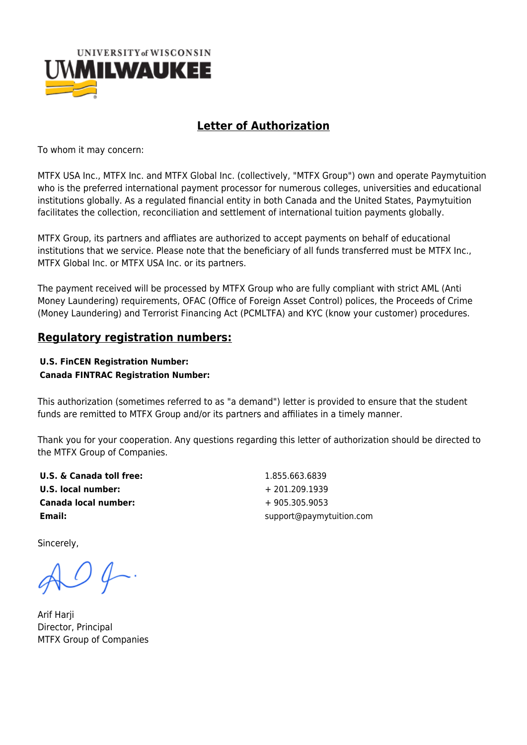# Letter of Authorization

To whom it may concern:

MTFX USA Inc., MTFX Inc. and MTFX Global Inc. (collectively, "MTFX Group") own and operate Paymytuition who is the preferred international payment processor for numerous colleges, universities and educational institutions globally. As a regulated financial entity in both Canada and the United States, Paymytuition facilitates the collection, reconciliation and settlement of international tuition payments globally.

MTFX Group, its partners and affliates are authorized to accept payments on behalf of educational institutions that we service. Please note that the beneficiary of all funds transferred must be MTFX Inc., MTFX Global Inc. or MTFX USA Inc. or its partners.

The payment received will be processed by MTFX Group who are fully compliant with strict AML (Anti Money Laundering) requirements, OFAC (Office of Foreign Asset Control) polices, the Proceeds of Crime (Money Laundering) and Terrorist Financing Act (PCMLTFA) and KYC (know your customer) procedures.

## Regulatory registration numbers:

**U.S. FinCEN Registration Number:**
**Canada FINTRAC Registration Number:**

This authorization (sometimes referred to as "a demand") letter is provided to ensure that the student funds are remitted to MTFX Group and/or its partners and affiliates in a timely manner.

Thank you for your cooperation. Any questions regarding this letter of authorization should be directed to the MTFX Group of Companies.

| | |
|---|---|
| **U.S. & Canada toll free:** | 1.855.663.6839 |
| **U.S. local number:** | + 201.209.1939 |
| **Canada local number:** | + 905.305.9053 |
| **Email:** | support@paymytuition.com |

Sincerely,

Arif Harji
Director, Principal
MTFX Group of Companies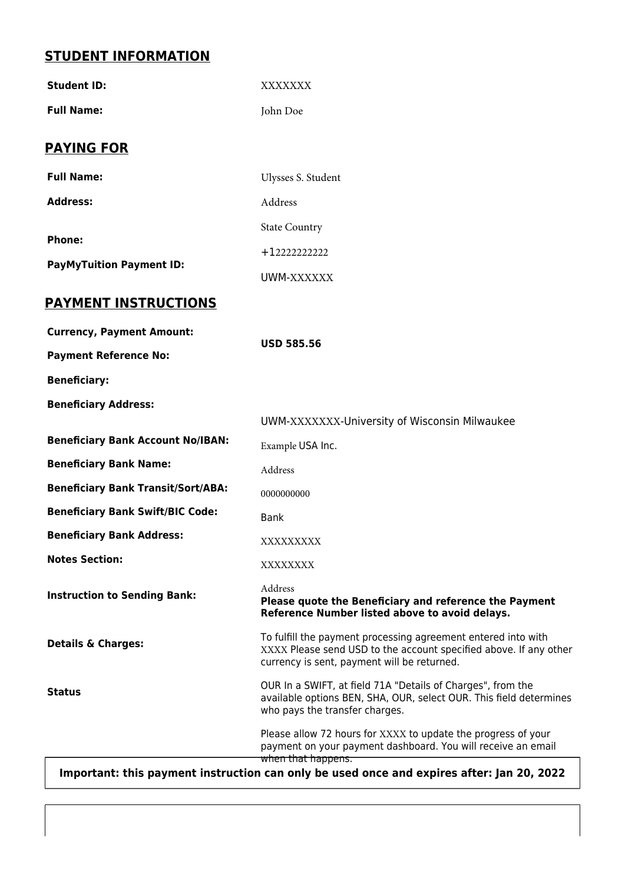## STUDENT INFORMATION

| | |
|---|---|
| **Student ID:** | XXXXXXX |
| **Full Name:** | John Doe |

## PAYING FOR

| | |
|---|---|
| **Full Name:** | Ulysses S. Student |
| **Address:** | Address |
| | State Country |
| **Phone:** | +12222222222 |
| **PayMyTuition Payment ID:** | UWM-XXXXXX |

## PAYMENT INSTRUCTIONS

| | |
|---|---|
| **Currency, Payment Amount:** | **USD 585.56** |
| **Payment Reference No:** | |
| **Beneficiary:** | |
| **Beneficiary Address:** | UWM-XXXXXXX-University of Wisconsin Milwaukee |
| **Beneficiary Bank Account No/IBAN:** | Example USA Inc. |
| **Beneficiary Bank Name:** | Address |
| **Beneficiary Bank Transit/Sort/ABA:** | 0000000000 |
| **Beneficiary Bank Swift/BIC Code:** | Bank |
| **Beneficiary Bank Address:** | XXXXXXXXX |
| **Notes Section:** | XXXXXXXX |
| **Instruction to Sending Bank:** | Address<br>**Please quote the Beneficiary and reference the Payment Reference Number listed above to avoid delays.** |
| **Details & Charges:** | To fulfill the payment processing agreement entered into with XXXX Please send USD to the account specified above. If any other currency is sent, payment will be returned. |
| **Status** | OUR In a SWIFT, at field 71A "Details of Charges", from the available options BEN, SHA, OUR, select OUR. This field determines who pays the transfer charges. |
| | Please allow 72 hours for XXXX to update the progress of your payment on your payment dashboard. You will receive an email when that happens. |

**Important: this payment instruction can only be used once and expires after: Jan 20, 2022**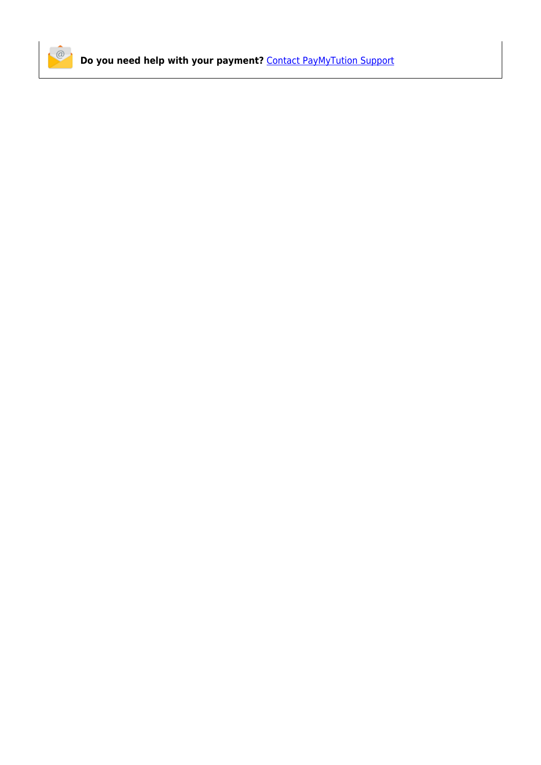**Do you need help with your payment?** Contact PayMyTution Support